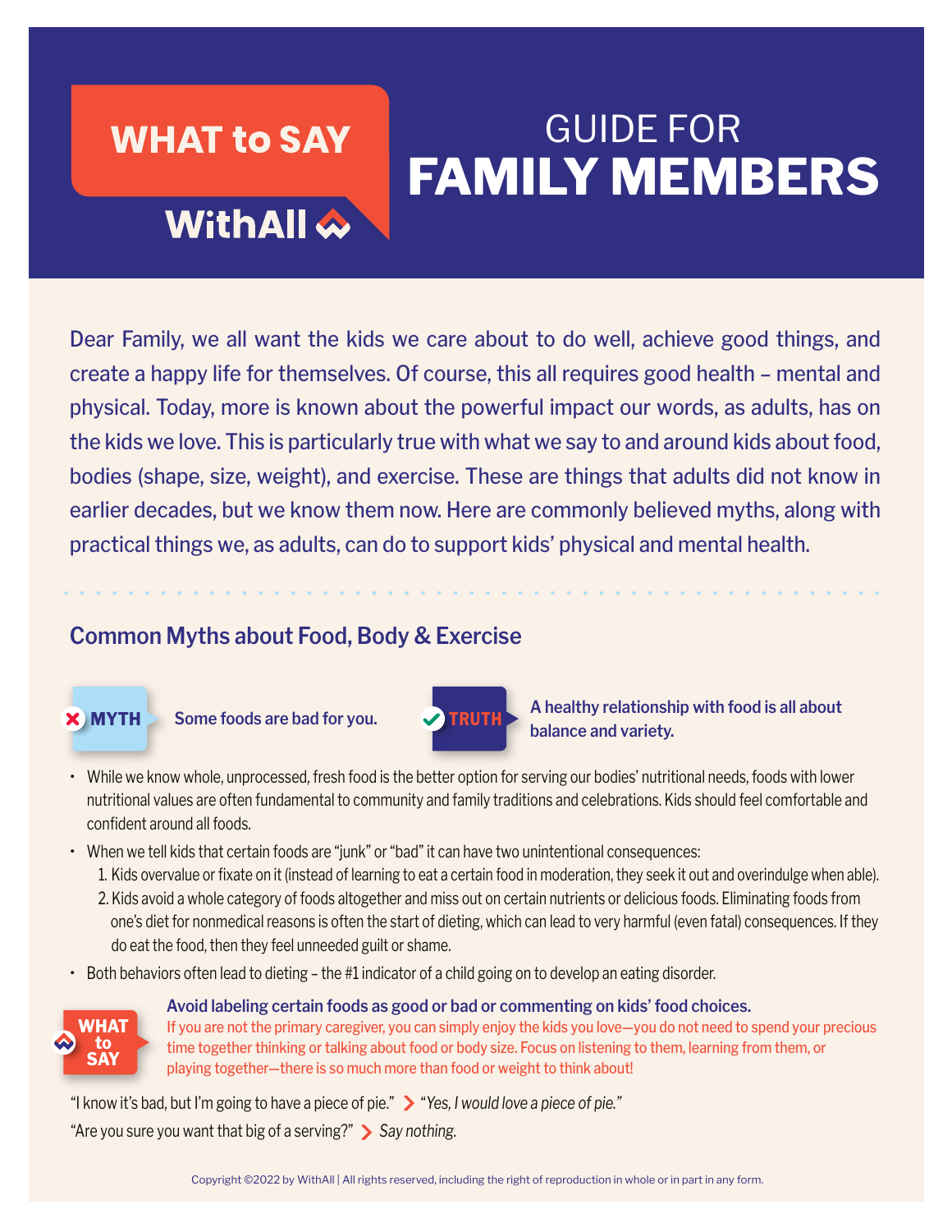# WHAT to SAY

WithAll

# GUIDE FOR FAMILY MEMBERS

Dear Family, we all want the kids we care about to do well, achieve good things, and create a happy life for themselves. Of course, this all requires good health – mental and physical. Today, more is known about the powerful impact our words, as adults, has on the kids we love. This is particularly true with what we say to and around kids about food, bodies (shape, size, weight), and exercise. These are things that adults did not know in earlier decades, but we know them now. Here are commonly believed myths, along with practical things we, as adults, can do to support kids' physical and mental health.

## Common Myths about Food, Body & Exercise

**MYTH** Some foods are bad for you.

**TRUTH** A healthy relationship with food is all about balance and variety.

- While we know whole, unprocessed, fresh food is the better option for serving our bodies' nutritional needs, foods with lower nutritional values are often fundamental to community and family traditions and celebrations. Kids should feel comfortable and confident around all foods.
- When we tell kids that certain foods are "junk" or "bad" it can have two unintentional consequences:
  1. Kids overvalue or fixate on it (instead of learning to eat a certain food in moderation, they seek it out and overindulge when able).
  2. Kids avoid a whole category of foods altogether and miss out on certain nutrients or delicious foods. Eliminating foods from one's diet for nonmedical reasons is often the start of dieting, which can lead to very harmful (even fatal) consequences. If they do eat the food, then they feel unneeded guilt or shame.
- Both behaviors often lead to dieting – the #1 indicator of a child going on to develop an eating disorder.

**WHAT to SAY**

**Avoid labeling certain foods as good or bad or commenting on kids' food choices.**
If you are not the primary caregiver, you can simply enjoy the kids you love—you do not need to spend your precious time together thinking or talking about food or body size. Focus on listening to them, learning from them, or playing together—there is so much more than food or weight to think about!

"I know it's bad, but I'm going to have a piece of pie." > *"Yes, I would love a piece of pie."*

"Are you sure you want that big of a serving?" > *Say nothing.*

Copyright ©2022 by WithAll | All rights reserved, including the right of reproduction in whole or in part in any form.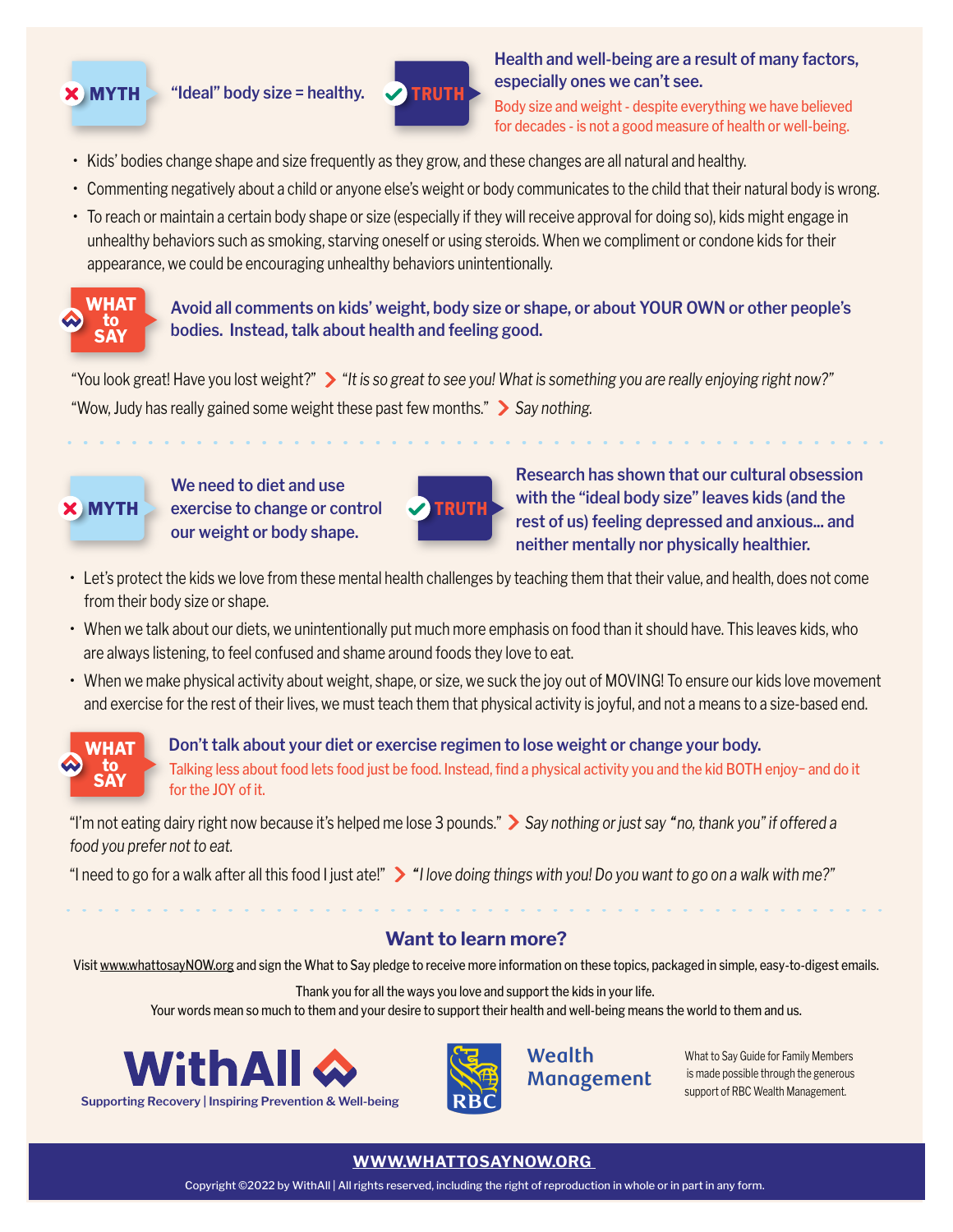**MYTH** "Ideal" body size = healthy.

**TRUTH** **Health and well-being are a result of many factors, especially ones we can't see.**

Body size and weight - despite everything we have believed for decades - is not a good measure of health or well-being.

- Kids' bodies change shape and size frequently as they grow, and these changes are all natural and healthy.
- Commenting negatively about a child or anyone else's weight or body communicates to the child that their natural body is wrong.
- To reach or maintain a certain body shape or size (especially if they will receive approval for doing so), kids might engage in unhealthy behaviors such as smoking, starving oneself or using steroids. When we compliment or condone kids for their appearance, we could be encouraging unhealthy behaviors unintentionally.

**WHAT to SAY** **Avoid all comments on kids' weight, body size or shape, or about YOUR OWN or other people's bodies. Instead, talk about health and feeling good.**

"You look great! Have you lost weight?" > *"It is so great to see you! What is something you are really enjoying right now?"*

"Wow, Judy has really gained some weight these past few months." > *Say nothing.*

---

**MYTH** We need to diet and use exercise to change or control our weight or body shape.

**TRUTH** **Research has shown that our cultural obsession with the "ideal body size" leaves kids (and the rest of us) feeling depressed and anxious... and neither mentally nor physically healthier.**

- Let's protect the kids we love from these mental health challenges by teaching them that their value, and health, does not come from their body size or shape.
- When we talk about our diets, we unintentionally put much more emphasis on food than it should have. This leaves kids, who are always listening, to feel confused and shame around foods they love to eat.
- When we make physical activity about weight, shape, or size, we suck the joy out of MOVING! To ensure our kids love movement and exercise for the rest of their lives, we must teach them that physical activity is joyful, and not a means to a size-based end.

**WHAT to SAY** **Don't talk about your diet or exercise regimen to lose weight or change your body.**

Talking less about food lets food just be food. Instead, find a physical activity you and the kid BOTH enjoy– and do it for the JOY of it.

"I'm not eating dairy right now because it's helped me lose 3 pounds." > *Say nothing or just say "no, thank you" if offered a food you prefer not to eat.*

"I need to go for a walk after all this food I just ate!" > *"I love doing things with you! Do you want to go on a walk with me?"*

---

## Want to learn more?

Visit www.whattosayNOW.org and sign the What to Say pledge to receive more information on these topics, packaged in simple, easy-to-digest emails.

Thank you for all the ways you love and support the kids in your life.
Your words mean so much to them and your desire to support their health and well-being means the world to them and us.

**WithAll**
Supporting Recovery | Inspiring Prevention & Well-being

RBC Wealth Management

What to Say Guide for Family Members is made possible through the generous support of RBC Wealth Management.

**WWW.WHATTOSAYNOW.ORG**

Copyright ©2022 by WithAll | All rights reserved, including the right of reproduction in whole or in part in any form.